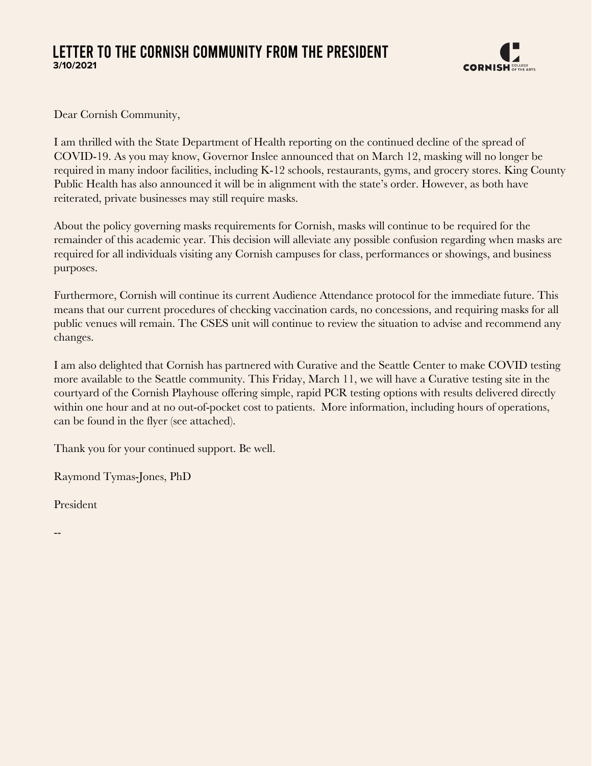# LETTER TO THE CORNISH COMMUNITY FROM THE PRESIDENT

**3/10/2021**

Dear Cornish Community,

I am thrilled with the State Department of Health reporting on the continued decline of the spread of COVID-19. As you may know, Governor Inslee announced that on March 12, masking will no longer be required in many indoor facilities, including K-12 schools, restaurants, gyms, and grocery stores. King County Public Health has also announced it will be in alignment with the state's order. However, as both have reiterated, private businesses may still require masks.

About the policy governing masks requirements for Cornish, masks will continue to be required for the remainder of this academic year. This decision will alleviate any possible confusion regarding when masks are required for all individuals visiting any Cornish campuses for class, performances or showings, and business purposes.

Furthermore, Cornish will continue its current Audience Attendance protocol for the immediate future. This means that our current procedures of checking vaccination cards, no concessions, and requiring masks for all public venues will remain. The CSES unit will continue to review the situation to advise and recommend any changes.

I am also delighted that Cornish has partnered with Curative and the Seattle Center to make COVID testing more available to the Seattle community. This Friday, March 11, we will have a Curative testing site in the courtyard of the Cornish Playhouse offering simple, rapid PCR testing options with results delivered directly within one hour and at no out-of-pocket cost to patients. More information, including hours of operations, can be found in the flyer (see attached).

Thank you for your continued support. Be well.

Raymond Tymas-Jones, PhD

President

--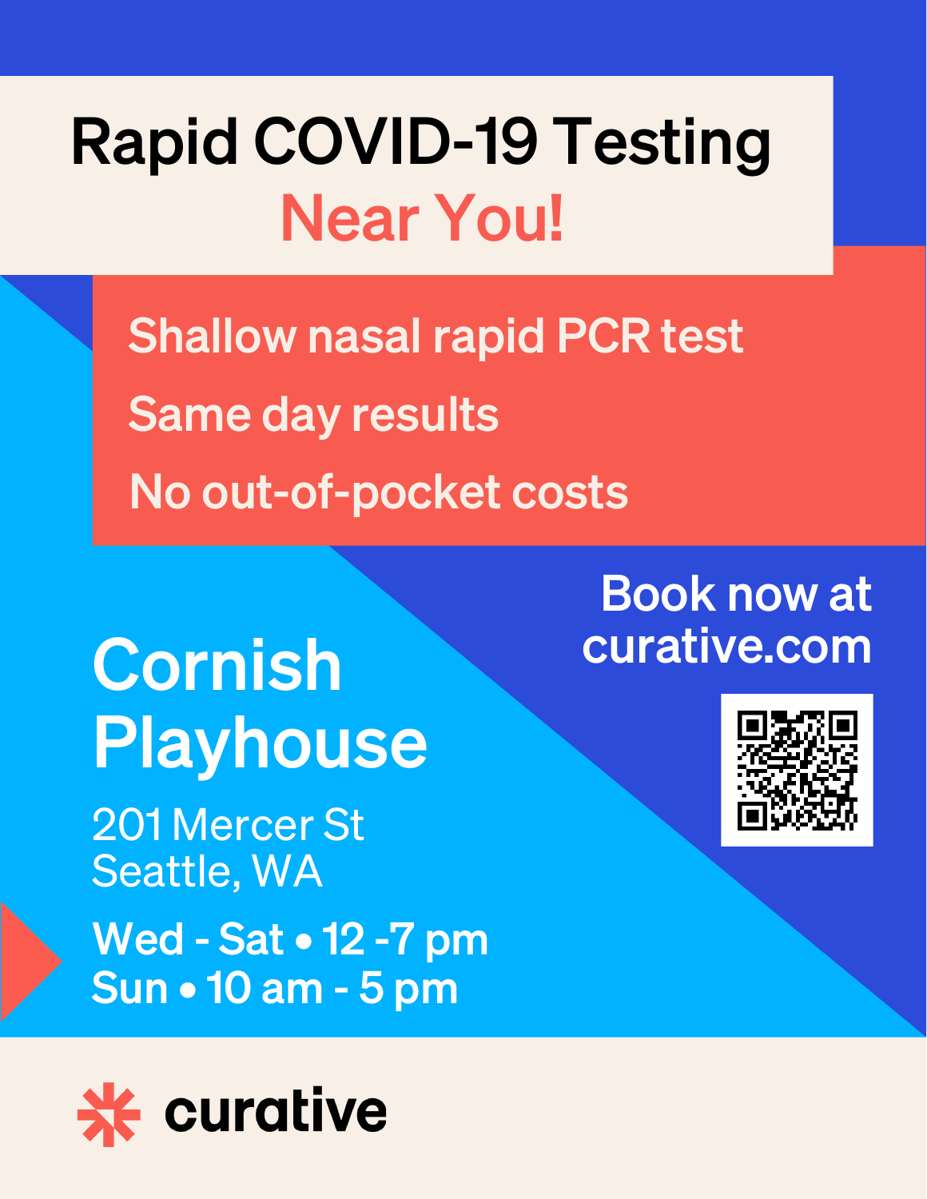# Rapid COVID-19 Testing Near You!

- Shallow nasal rapid PCR test
- Same day results
- No out-of-pocket costs

Book now at curative.com

## Cornish Playhouse

201 Mercer St
Seattle, WA

**Wed - Sat • 12 -7 pm**
**Sun • 10 am - 5 pm**

curative